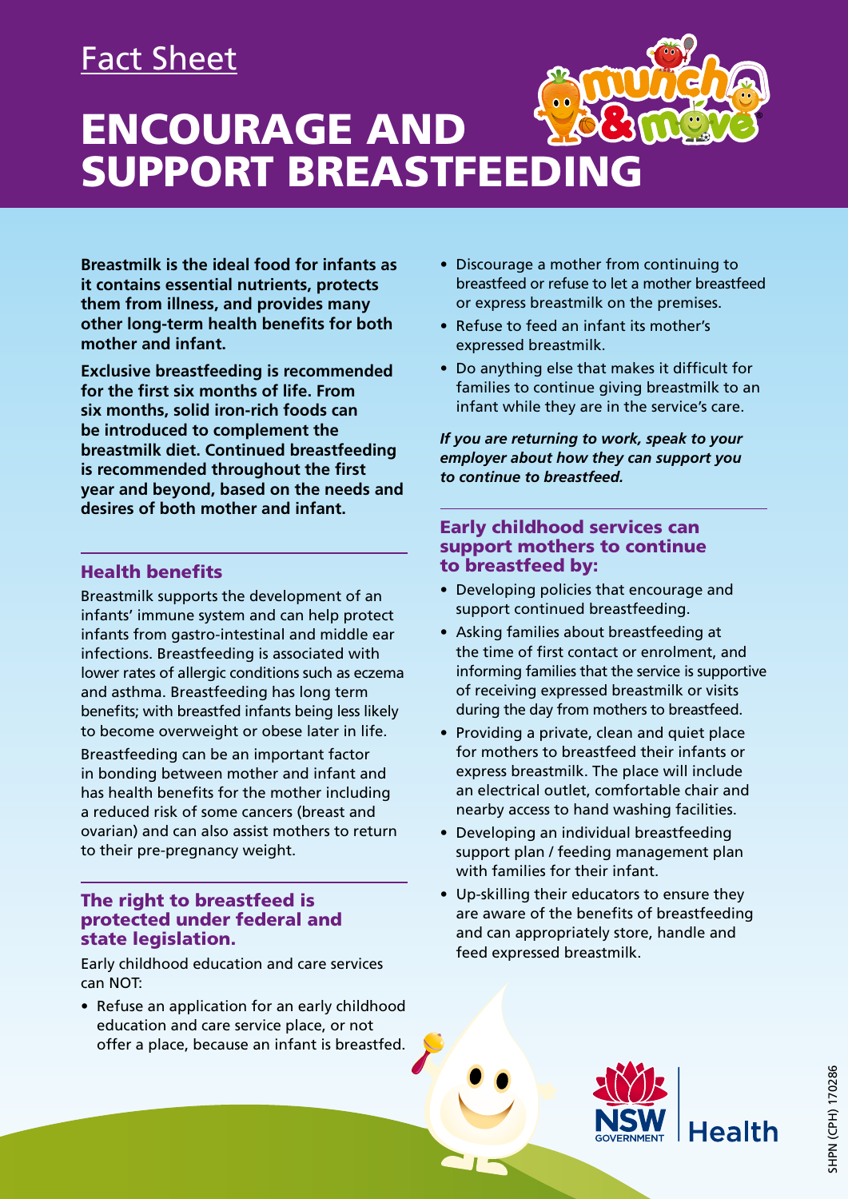Fact Sheet

# ENCOURAGE AND SUPPORT BREASTFEEDING

**Breastmilk is the ideal food for infants as it contains essential nutrients, protects them from illness, and provides many other long-term health benefits for both mother and infant.**

**Exclusive breastfeeding is recommended for the first six months of life. From six months, solid iron-rich foods can be introduced to complement the breastmilk diet. Continued breastfeeding is recommended throughout the first year and beyond, based on the needs and desires of both mother and infant.**

## Health benefits

Breastmilk supports the development of an infants' immune system and can help protect infants from gastro-intestinal and middle ear infections. Breastfeeding is associated with lower rates of allergic conditions such as eczema and asthma. Breastfeeding has long term benefits; with breastfed infants being less likely to become overweight or obese later in life.

Breastfeeding can be an important factor in bonding between mother and infant and has health benefits for the mother including a reduced risk of some cancers (breast and ovarian) and can also assist mothers to return to their pre-pregnancy weight.

## The right to breastfeed is protected under federal and state legislation.

Early childhood education and care services can NOT:

- Refuse an application for an early childhood education and care service place, or not offer a place, because an infant is breastfed.
- Discourage a mother from continuing to breastfeed or refuse to let a mother breastfeed or express breastmilk on the premises.
- Refuse to feed an infant its mother's expressed breastmilk.
- Do anything else that makes it difficult for families to continue giving breastmilk to an infant while they are in the service's care.

***If you are returning to work, speak to your employer about how they can support you to continue to breastfeed.***

## Early childhood services can support mothers to continue to breastfeed by:

- Developing policies that encourage and support continued breastfeeding.
- Asking families about breastfeeding at the time of first contact or enrolment, and informing families that the service is supportive of receiving expressed breastmilk or visits during the day from mothers to breastfeed.
- Providing a private, clean and quiet place for mothers to breastfeed their infants or express breastmilk. The place will include an electrical outlet, comfortable chair and nearby access to hand washing facilities.
- Developing an individual breastfeeding support plan / feeding management plan with families for their infant.
- Up-skilling their educators to ensure they are aware of the benefits of breastfeeding and can appropriately store, handle and feed expressed breastmilk.

SHPN (CPH) 170286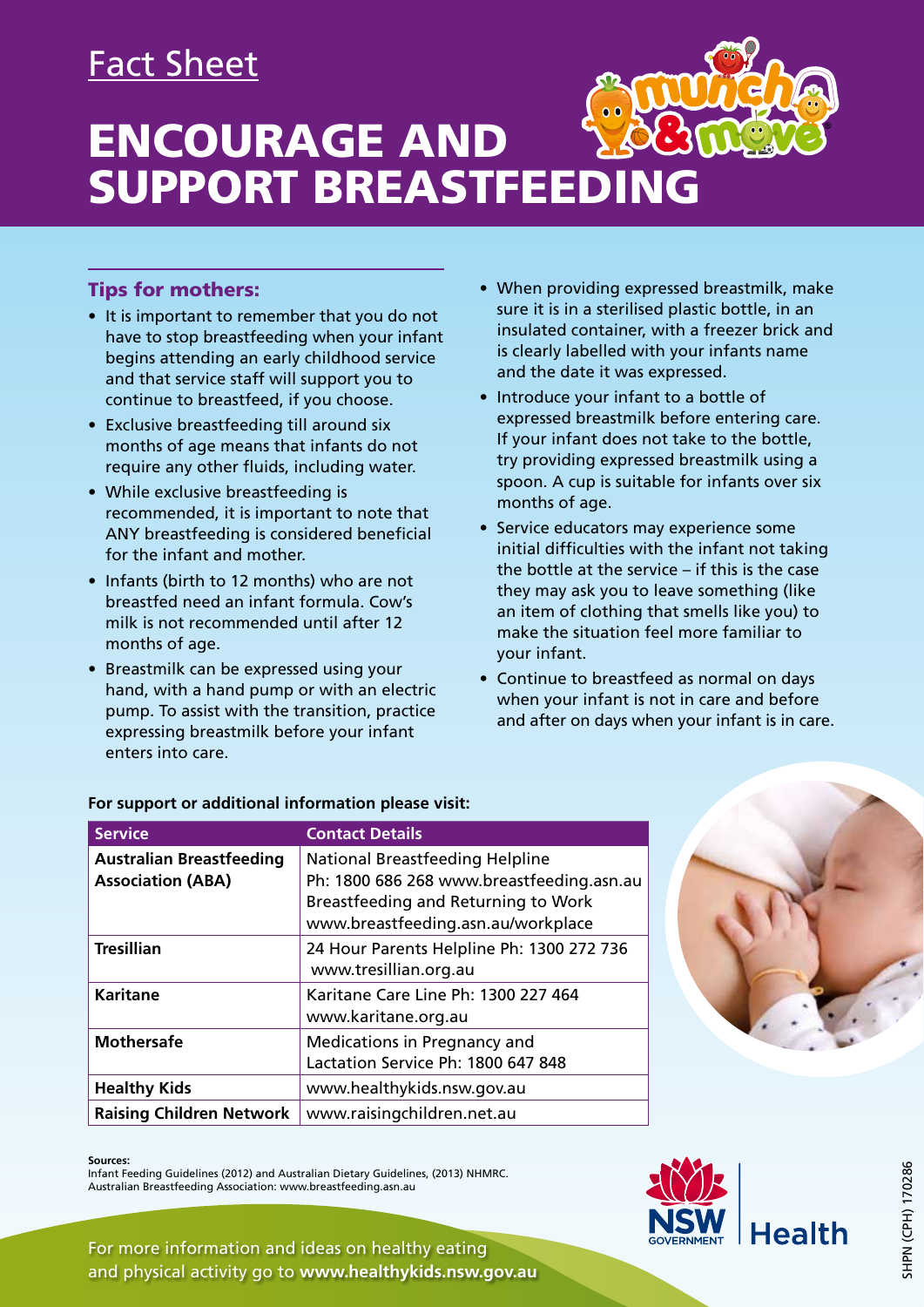Fact Sheet

# ENCOURAGE AND SUPPORT BREASTFEEDING

## Tips for mothers:

- It is important to remember that you do not have to stop breastfeeding when your infant begins attending an early childhood service and that service staff will support you to continue to breastfeed, if you choose.
- Exclusive breastfeeding till around six months of age means that infants do not require any other fluids, including water.
- While exclusive breastfeeding is recommended, it is important to note that ANY breastfeeding is considered beneficial for the infant and mother.
- Infants (birth to 12 months) who are not breastfed need an infant formula. Cow's milk is not recommended until after 12 months of age.
- Breastmilk can be expressed using your hand, with a hand pump or with an electric pump. To assist with the transition, practice expressing breastmilk before your infant enters into care.
- When providing expressed breastmilk, make sure it is in a sterilised plastic bottle, in an insulated container, with a freezer brick and is clearly labelled with your infants name and the date it was expressed.
- Introduce your infant to a bottle of expressed breastmilk before entering care. If your infant does not take to the bottle, try providing expressed breastmilk using a spoon. A cup is suitable for infants over six months of age.
- Service educators may experience some initial difficulties with the infant not taking the bottle at the service – if this is the case they may ask you to leave something (like an item of clothing that smells like you) to make the situation feel more familiar to your infant.
- Continue to breastfeed as normal on days when your infant is not in care and before and after on days when your infant is in care.

**For support or additional information please visit:**

| Service | Contact Details |
|---|---|
| **Australian Breastfeeding Association (ABA)** | National Breastfeeding Helpline Ph: 1800 686 268 www.breastfeeding.asn.au Breastfeeding and Returning to Work www.breastfeeding.asn.au/workplace |
| **Tresillian** | 24 Hour Parents Helpline Ph: 1300 272 736 www.tresillian.org.au |
| **Karitane** | Karitane Care Line Ph: 1300 227 464 www.karitane.org.au |
| **Mothersafe** | Medications in Pregnancy and Lactation Service Ph: 1800 647 848 |
| **Healthy Kids** | www.healthykids.nsw.gov.au |
| **Raising Children Network** | www.raisingchildren.net.au |

**Sources:**
Infant Feeding Guidelines (2012) and Australian Dietary Guidelines, (2013) NHMRC.
Australian Breastfeeding Association: www.breastfeeding.asn.au

For more information and ideas on healthy eating and physical activity go to **www.healthykids.nsw.gov.au**

SHPN (CPH) 170286